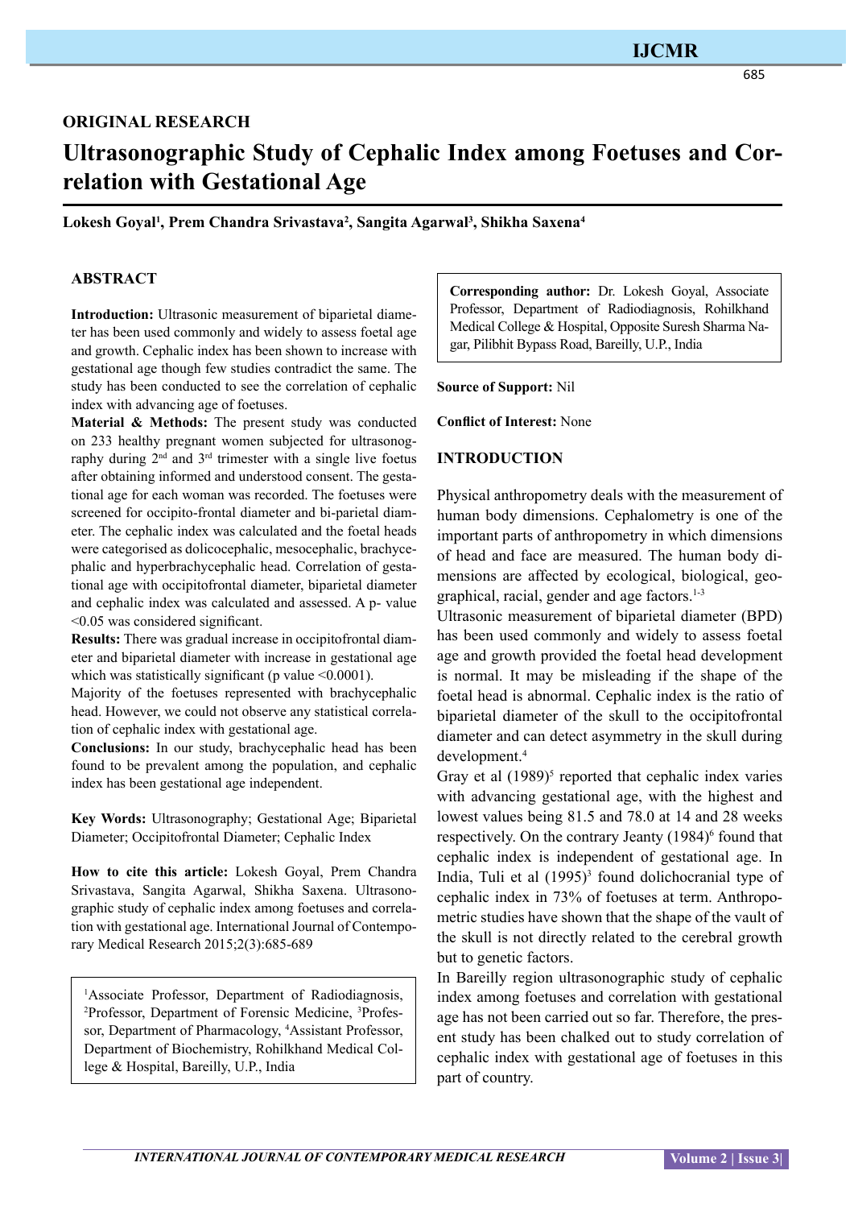ORIGINAL RESEARCH

# Ultrasonographic Study of Cephalic Index among Foetuses and Correlation with Gestational Age

**Lokesh Goyal[1], Prem Chandra Srivastava[2], Sangita Agarwal[3], Shikha Saxena[4]**

## ABSTRACT

**Introduction:** Ultrasonic measurement of biparietal diameter has been used commonly and widely to assess foetal age and growth. Cephalic index has been shown to increase with gestational age though few studies contradict the same. The study has been conducted to see the correlation of cephalic index with advancing age of foetuses.

**Material & Methods:** The present study was conducted on 233 healthy pregnant women subjected for ultrasonography during 2nd and 3rd trimester with a single live foetus after obtaining informed and understood consent. The gestational age for each woman was recorded. The foetuses were screened for occipito-frontal diameter and bi-parietal diameter. The cephalic index was calculated and the foetal heads were categorised as dolicocephalic, mesocephalic, brachycephalic and hyperbrachycephalic head. Correlation of gestational age with occipitofrontal diameter, biparietal diameter and cephalic index was calculated and assessed. A p- value <0.05 was considered significant.

**Results:** There was gradual increase in occipitofrontal diameter and biparietal diameter with increase in gestational age which was statistically significant (p value <0.0001).

Majority of the foetuses represented with brachycephalic head. However, we could not observe any statistical correlation of cephalic index with gestational age.

**Conclusions:** In our study, brachycephalic head has been found to be prevalent among the population, and cephalic index has been gestational age independent.

**Key Words:** Ultrasonography; Gestational Age; Biparietal Diameter; Occipitofrontal Diameter; Cephalic Index

**How to cite this article:** Lokesh Goyal, Prem Chandra Srivastava, Sangita Agarwal, Shikha Saxena. Ultrasonographic study of cephalic index among foetuses and correlation with gestational age. International Journal of Contemporary Medical Research 2015;2(3):685-689

[1]Associate Professor, Department of Radiodiagnosis, [2]Professor, Department of Forensic Medicine, [3]Professor, Department of Pharmacology, [4]Assistant Professor, Department of Biochemistry, Rohilkhand Medical College & Hospital, Bareilly, U.P., India

**Corresponding author:** Dr. Lokesh Goyal, Associate Professor, Department of Radiodiagnosis, Rohilkhand Medical College & Hospital, Opposite Suresh Sharma Nagar, Pilibhit Bypass Road, Bareilly, U.P., India

**Source of Support:** Nil

**Conflict of Interest:** None

## INTRODUCTION

Physical anthropometry deals with the measurement of human body dimensions. Cephalometry is one of the important parts of anthropometry in which dimensions of head and face are measured. The human body dimensions are affected by ecological, biological, geographical, racial, gender and age factors.[1-3]

Ultrasonic measurement of biparietal diameter (BPD) has been used commonly and widely to assess foetal age and growth provided the foetal head development is normal. It may be misleading if the shape of the foetal head is abnormal. Cephalic index is the ratio of biparietal diameter of the skull to the occipitofrontal diameter and can detect asymmetry in the skull during development.[4]

Gray et al (1989)[5] reported that cephalic index varies with advancing gestational age, with the highest and lowest values being 81.5 and 78.0 at 14 and 28 weeks respectively. On the contrary Jeanty (1984)[6] found that cephalic index is independent of gestational age. In India, Tuli et al (1995)[3] found dolichocranial type of cephalic index in 73% of foetuses at term. Anthropometric studies have shown that the shape of the vault of the skull is not directly related to the cerebral growth but to genetic factors.

In Bareilly region ultrasonographic study of cephalic index among foetuses and correlation with gestational age has not been carried out so far. Therefore, the present study has been chalked out to study correlation of cephalic index with gestational age of foetuses in this part of country.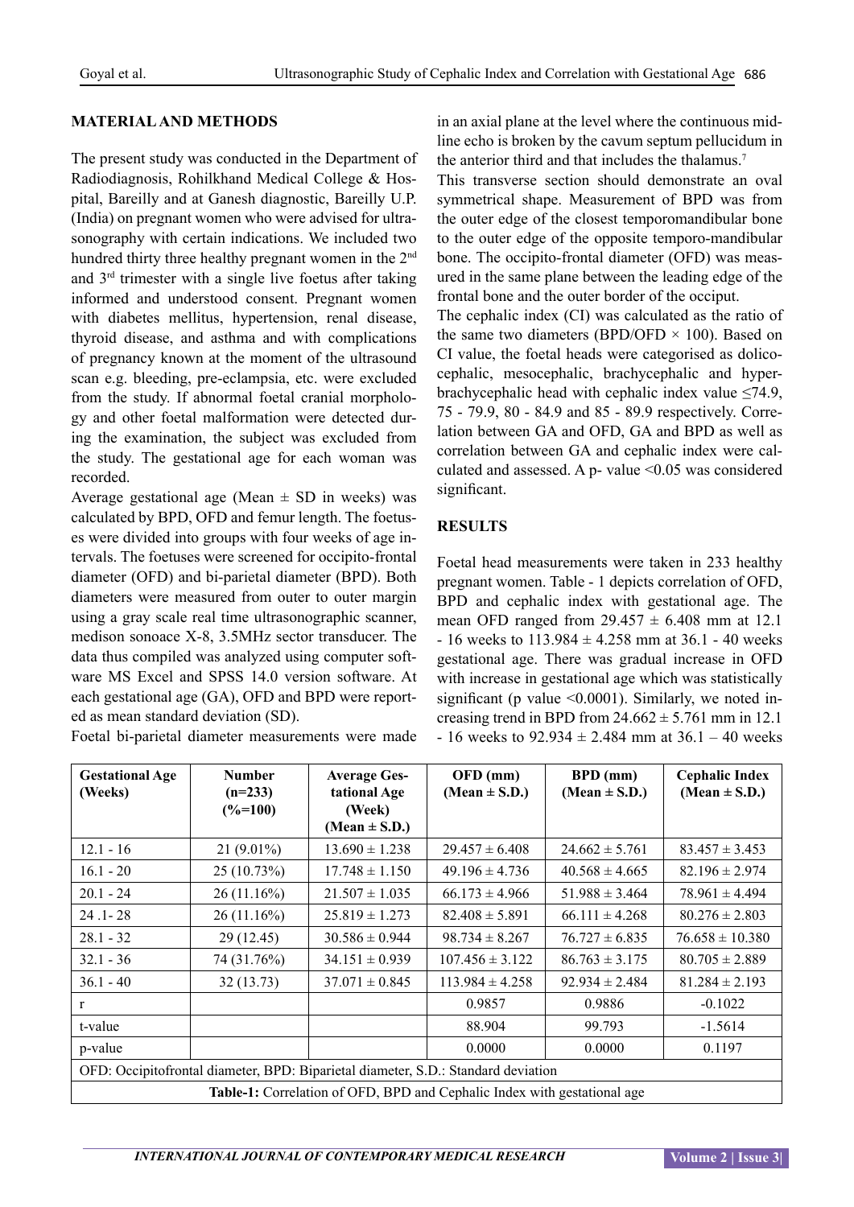## MATERIAL AND METHODS

The present study was conducted in the Department of Radiodiagnosis, Rohilkhand Medical College & Hospital, Bareilly and at Ganesh diagnostic, Bareilly U.P. (India) on pregnant women who were advised for ultrasonography with certain indications. We included two hundred thirty three healthy pregnant women in the 2nd and 3rd trimester with a single live foetus after taking informed and understood consent. Pregnant women with diabetes mellitus, hypertension, renal disease, thyroid disease, and asthma and with complications of pregnancy known at the moment of the ultrasound scan e.g. bleeding, pre-eclampsia, etc. were excluded from the study. If abnormal foetal cranial morphology and other foetal malformation were detected during the examination, the subject was excluded from the study. The gestational age for each woman was recorded.

Average gestational age (Mean ± SD in weeks) was calculated by BPD, OFD and femur length. The foetuses were divided into groups with four weeks of age intervals. The foetuses were screened for occipito-frontal diameter (OFD) and bi-parietal diameter (BPD). Both diameters were measured from outer to outer margin using a gray scale real time ultrasonographic scanner, medison sonoace X-8, 3.5MHz sector transducer. The data thus compiled was analyzed using computer software MS Excel and SPSS 14.0 version software. At each gestational age (GA), OFD and BPD were reported as mean standard deviation (SD).

Foetal bi-parietal diameter measurements were made in an axial plane at the level where the continuous midline echo is broken by the cavum septum pellucidum in the anterior third and that includes the thalamus.[7]

This transverse section should demonstrate an oval symmetrical shape. Measurement of BPD was from the outer edge of the closest temporomandibular bone to the outer edge of the opposite temporo-mandibular bone. The occipito-frontal diameter (OFD) was measured in the same plane between the leading edge of the frontal bone and the outer border of the occiput.

The cephalic index (CI) was calculated as the ratio of the same two diameters (BPD/OFD × 100). Based on CI value, the foetal heads were categorised as dolicocephalic, mesocephalic, brachycephalic and hyperbrachycephalic head with cephalic index value ≤74.9, 75 - 79.9, 80 - 84.9 and 85 - 89.9 respectively. Correlation between GA and OFD, GA and BPD as well as correlation between GA and cephalic index were calculated and assessed. A p- value <0.05 was considered significant.

## RESULTS

Foetal head measurements were taken in 233 healthy pregnant women. Table - 1 depicts correlation of OFD, BPD and cephalic index with gestational age. The mean OFD ranged from 29.457 ± 6.408 mm at 12.1 - 16 weeks to 113.984 ± 4.258 mm at 36.1 - 40 weeks gestational age. There was gradual increase in OFD with increase in gestational age which was statistically significant (p value <0.0001). Similarly, we noted increasing trend in BPD from 24.662 ± 5.761 mm in 12.1 - 16 weeks to 92.934 ± 2.484 mm at 36.1 – 40 weeks

| Gestational Age (Weeks) | Number (n=233) (%=100) | Average Gestational Age (Week) (Mean ± S.D.) | OFD (mm) (Mean ± S.D.) | BPD (mm) (Mean ± S.D.) | Cephalic Index (Mean ± S.D.) |
|---|---|---|---|---|---|
| 12.1 - 16 | 21 (9.01%) | 13.690 ± 1.238 | 29.457 ± 6.408 | 24.662 ± 5.761 | 83.457 ± 3.453 |
| 16.1 - 20 | 25 (10.73%) | 17.748 ± 1.150 | 49.196 ± 4.736 | 40.568 ± 4.665 | 82.196 ± 2.974 |
| 20.1 - 24 | 26 (11.16%) | 21.507 ± 1.035 | 66.173 ± 4.966 | 51.988 ± 3.464 | 78.961 ± 4.494 |
| 24 .1- 28 | 26 (11.16%) | 25.819 ± 1.273 | 82.408 ± 5.891 | 66.111 ± 4.268 | 80.276 ± 2.803 |
| 28.1 - 32 | 29 (12.45) | 30.586 ± 0.944 | 98.734 ± 8.267 | 76.727 ± 6.835 | 76.658 ± 10.380 |
| 32.1 - 36 | 74 (31.76%) | 34.151 ± 0.939 | 107.456 ± 3.122 | 86.763 ± 3.175 | 80.705 ± 2.889 |
| 36.1 - 40 | 32 (13.73) | 37.071 ± 0.845 | 113.984 ± 4.258 | 92.934 ± 2.484 | 81.284 ± 2.193 |
| r | | | 0.9857 | 0.9886 | -0.1022 |
| t-value | | | 88.904 | 99.793 | -1.5614 |
| p-value | | | 0.0000 | 0.0000 | 0.1197 |

OFD: Occipitofrontal diameter, BPD: Biparietal diameter, S.D.: Standard deviation

**Table-1:** Correlation of OFD, BPD and Cephalic Index with gestational age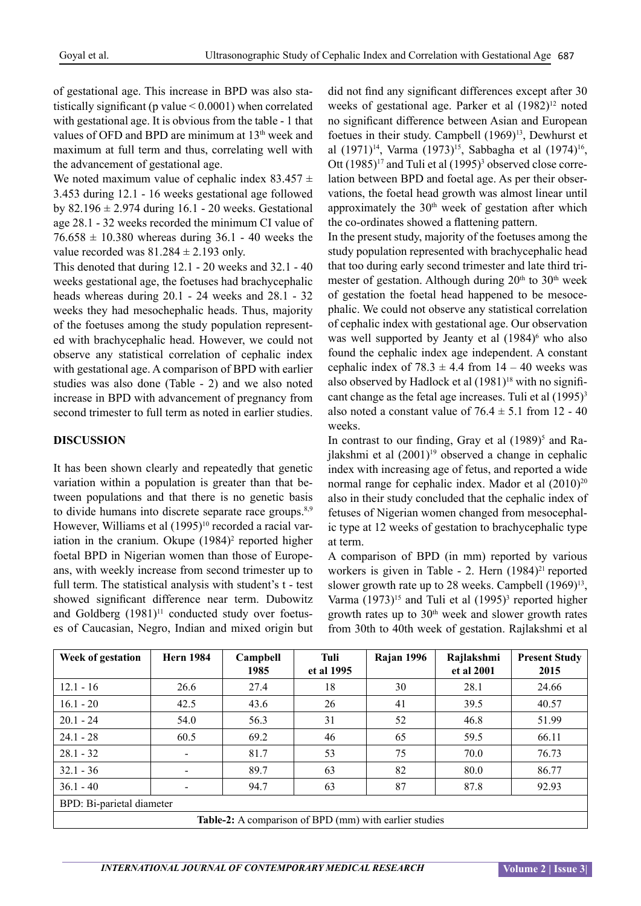of gestational age. This increase in BPD was also statistically significant (p value < 0.0001) when correlated with gestational age. It is obvious from the table - 1 that values of OFD and BPD are minimum at 13[th] week and maximum at full term and thus, correlating well with the advancement of gestational age.

We noted maximum value of cephalic index 83.457 ± 3.453 during 12.1 - 16 weeks gestational age followed by 82.196 ± 2.974 during 16.1 - 20 weeks. Gestational age 28.1 - 32 weeks recorded the minimum CI value of 76.658 ± 10.380 whereas during 36.1 - 40 weeks the value recorded was 81.284 ± 2.193 only.

This denoted that during 12.1 - 20 weeks and 32.1 - 40 weeks gestational age, the foetuses had brachycephalic heads whereas during 20.1 - 24 weeks and 28.1 - 32 weeks they had mesochephalic heads. Thus, majority of the foetuses among the study population represented with brachycephalic head. However, we could not observe any statistical correlation of cephalic index with gestational age. A comparison of BPD with earlier studies was also done (Table - 2) and we also noted increase in BPD with advancement of pregnancy from second trimester to full term as noted in earlier studies.

## DISCUSSION

It has been shown clearly and repeatedly that genetic variation within a population is greater than that between populations and that there is no genetic basis to divide humans into discrete separate race groups.[8,9] However, Williams et al (1995)[10] recorded a racial variation in the cranium. Okupe (1984)[2] reported higher foetal BPD in Nigerian women than those of Europeans, with weekly increase from second trimester up to full term. The statistical analysis with student's t - test showed significant difference near term. Dubowitz and Goldberg (1981)[11] conducted study over foetuses of Caucasian, Negro, Indian and mixed origin but did not find any significant differences except after 30 weeks of gestational age. Parker et al (1982)[12] noted no significant difference between Asian and European foetuses in their study. Campbell (1969)[13], Dewhurst et al (1971)[14], Varma (1973)[15], Sabbagha et al (1974)[16], Ott (1985)[17] and Tuli et al (1995)[3] observed close correlation between BPD and foetal age. As per their observations, the foetal head growth was almost linear until approximately the 30[th] week of gestation after which the co-ordinates showed a flattening pattern.

In the present study, majority of the foetuses among the study population represented with brachycephalic head that too during early second trimester and late third trimester of gestation. Although during 20[th] to 30[th] week of gestation the foetal head happened to be mesocephalic. We could not observe any statistical correlation of cephalic index with gestational age. Our observation was well supported by Jeanty et al (1984)[6] who also found the cephalic index age independent. A constant cephalic index of 78.3 ± 4.4 from 14 – 40 weeks was also observed by Hadlock et al (1981)[18] with no significant change as the fetal age increases. Tuli et al (1995)[3] also noted a constant value of 76.4 ± 5.1 from 12 - 40 weeks.

In contrast to our finding, Gray et al (1989)[5] and Rajlakshmi et al (2001)[19] observed a change in cephalic index with increasing age of fetus, and reported a wide normal range for cephalic index. Mador et al (2010)[20] also in their study concluded that the cephalic index of fetuses of Nigerian women changed from mesocephalic type at 12 weeks of gestation to brachycephalic type at term.

A comparison of BPD (in mm) reported by various workers is given in Table - 2. Hern (1984)[21] reported slower growth rate up to 28 weeks. Campbell (1969)[13], Varma (1973)[15] and Tuli et al (1995)[3] reported higher growth rates up to 30[th] week and slower growth rates from 30th to 40th week of gestation. Rajlakshmi et al

| Week of gestation | Hern 1984 | Campbell 1985 | Tuli et al 1995 | Rajan 1996 | Rajlakshmi et al 2001 | Present Study 2015 |
|---|---|---|---|---|---|---|
| 12.1 - 16 | 26.6 | 27.4 | 18 | 30 | 28.1 | 24.66 |
| 16.1 - 20 | 42.5 | 43.6 | 26 | 41 | 39.5 | 40.57 |
| 20.1 - 24 | 54.0 | 56.3 | 31 | 52 | 46.8 | 51.99 |
| 24.1 - 28 | 60.5 | 69.2 | 46 | 65 | 59.5 | 66.11 |
| 28.1 - 32 | - | 81.7 | 53 | 75 | 70.0 | 76.73 |
| 32.1 - 36 | - | 89.7 | 63 | 82 | 80.0 | 86.77 |
| 36.1 - 40 | - | 94.7 | 63 | 87 | 87.8 | 92.93 |

BPD: Bi-parietal diameter

**Table-2:** A comparison of BPD (mm) with earlier studies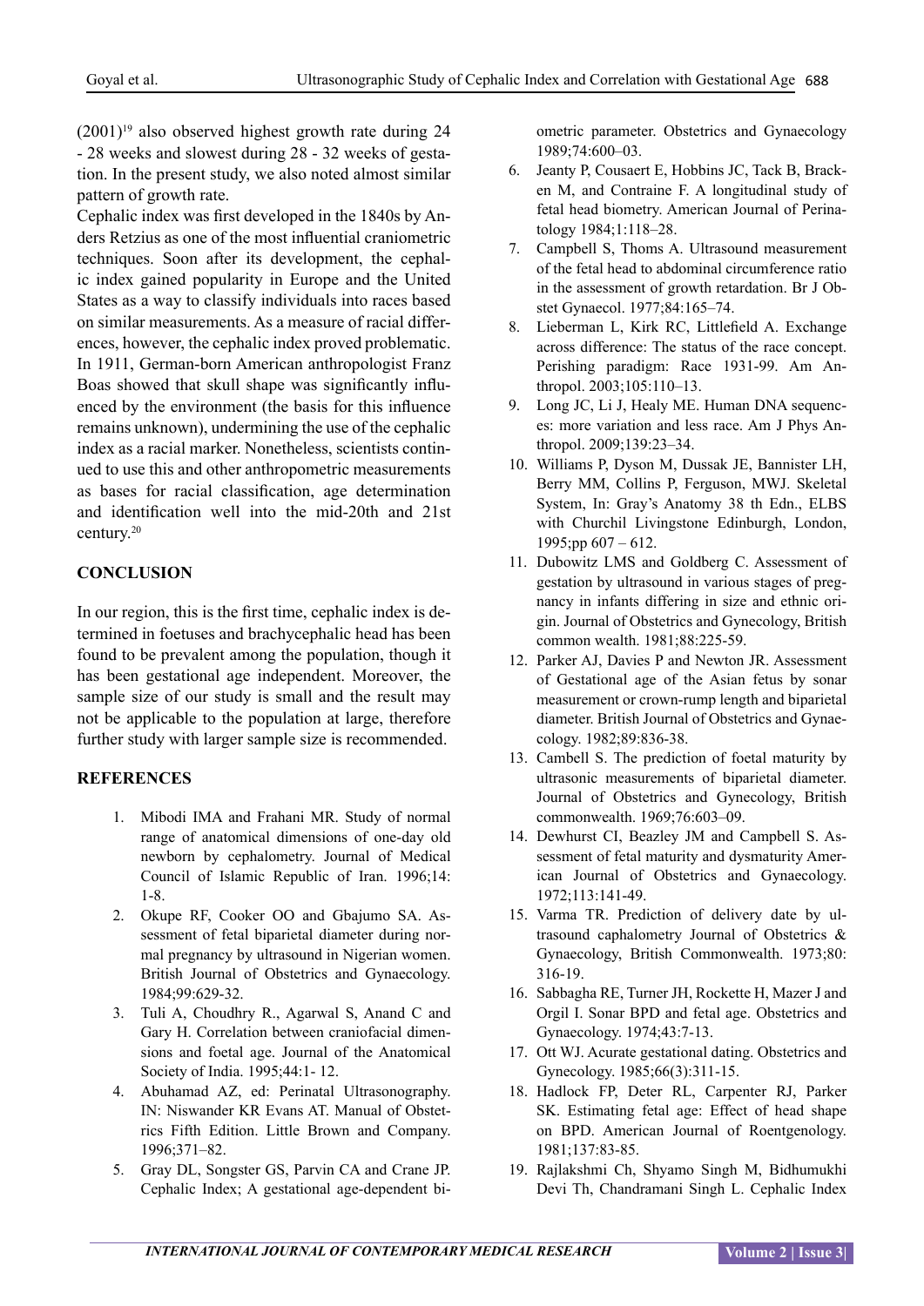(2001)[19] also observed highest growth rate during 24 - 28 weeks and slowest during 28 - 32 weeks of gestation. In the present study, we also noted almost similar pattern of growth rate.

Cephalic index was first developed in the 1840s by Anders Retzius as one of the most influential craniometric techniques. Soon after its development, the cephalic index gained popularity in Europe and the United States as a way to classify individuals into races based on similar measurements. As a measure of racial differences, however, the cephalic index proved problematic. In 1911, German-born American anthropologist Franz Boas showed that skull shape was significantly influenced by the environment (the basis for this influence remains unknown), undermining the use of the cephalic index as a racial marker. Nonetheless, scientists continued to use this and other anthropometric measurements as bases for racial classification, age determination and identification well into the mid-20th and 21st century.[20]

## CONCLUSION

In our region, this is the first time, cephalic index is determined in foetuses and brachycephalic head has been found to be prevalent among the population, though it has been gestational age independent. Moreover, the sample size of our study is small and the result may not be applicable to the population at large, therefore further study with larger sample size is recommended.

## REFERENCES

1. Mibodi IMA and Frahani MR. Study of normal range of anatomical dimensions of one-day old newborn by cephalometry. Journal of Medical Council of Islamic Republic of Iran. 1996;14: 1-8.
2. Okupe RF, Cooker OO and Gbajumo SA. Assessment of fetal biparietal diameter during normal pregnancy by ultrasound in Nigerian women. British Journal of Obstetrics and Gynaecology. 1984;99:629-32.
3. Tuli A, Choudhry R., Agarwal S, Anand C and Gary H. Correlation between craniofacial dimensions and foetal age. Journal of the Anatomical Society of India. 1995;44:1- 12.
4. Abuhamad AZ, ed: Perinatal Ultrasonography. IN: Niswander KR Evans AT. Manual of Obstetrics Fifth Edition. Little Brown and Company. 1996;371–82.
5. Gray DL, Songster GS, Parvin CA and Crane JP. Cephalic Index; A gestational age-dependent biometric parameter. Obstetrics and Gynaecology 1989;74:600–03.
6. Jeanty P, Cousaert E, Hobbins JC, Tack B, Bracken M, and Contraine F. A longitudinal study of fetal head biometry. American Journal of Perinatology 1984;1:118–28.
7. Campbell S, Thoms A. Ultrasound measurement of the fetal head to abdominal circumference ratio in the assessment of growth retardation. Br J Obstet Gynaecol. 1977;84:165–74.
8. Lieberman L, Kirk RC, Littlefield A. Exchange across difference: The status of the race concept. Perishing paradigm: Race 1931-99. Am Anthropol. 2003;105:110–13.
9. Long JC, Li J, Healy ME. Human DNA sequences: more variation and less race. Am J Phys Anthropol. 2009;139:23–34.
10. Williams P, Dyson M, Dussak JE, Bannister LH, Berry MM, Collins P, Ferguson, MWJ. Skeletal System, In: Gray's Anatomy 38 th Edn., ELBS with Churchil Livingstone Edinburgh, London, 1995;pp 607 – 612.
11. Dubowitz LMS and Goldberg C. Assessment of gestation by ultrasound in various stages of pregnancy in infants differing in size and ethnic origin. Journal of Obstetrics and Gynecology, British common wealth. 1981;88:225-59.
12. Parker AJ, Davies P and Newton JR. Assessment of Gestational age of the Asian fetus by sonar measurement or crown-rump length and biparietal diameter. British Journal of Obstetrics and Gynaecology. 1982;89:836-38.
13. Cambell S. The prediction of foetal maturity by ultrasonic measurements of biparietal diameter. Journal of Obstetrics and Gynecology, British commonwealth. 1969;76:603–09.
14. Dewhurst CI, Beazley JM and Campbell S. Assessment of fetal maturity and dysmaturity American Journal of Obstetrics and Gynaecology. 1972;113:141-49.
15. Varma TR. Prediction of delivery date by ultrasound caphalometry Journal of Obstetrics & Gynaecology, British Commonwealth. 1973;80: 316-19.
16. Sabbagha RE, Turner JH, Rockette H, Mazer J and Orgil I. Sonar BPD and fetal age. Obstetrics and Gynaecology. 1974;43:7-13.
17. Ott WJ. Acurate gestational dating. Obstetrics and Gynecology. 1985;66(3):311-15.
18. Hadlock FP, Deter RL, Carpenter RJ, Parker SK. Estimating fetal age: Effect of head shape on BPD. American Journal of Roentgenology. 1981;137:83-85.
19. Rajlakshmi Ch, Shyamo Singh M, Bidhumukhi Devi Th, Chandramani Singh L. Cephalic Index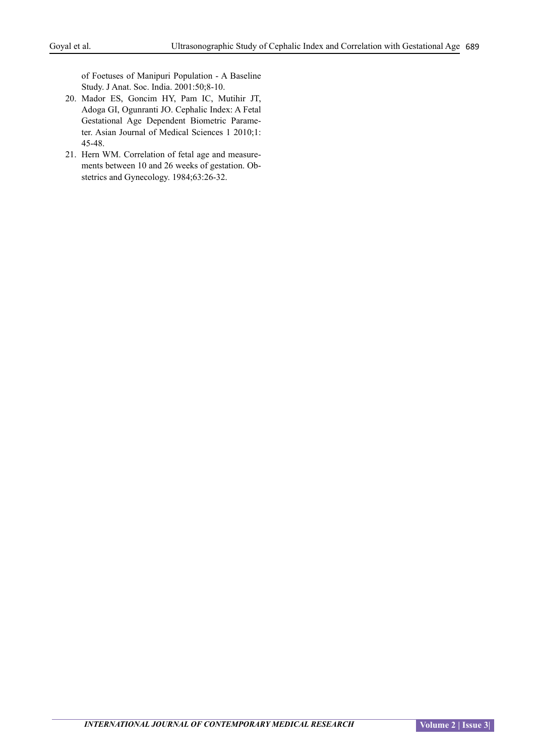of Foetuses of Manipuri Population - A Baseline Study. J Anat. Soc. India. 2001:50;8-10.

20. Mador ES, Goncim HY, Pam IC, Mutihir JT, Adoga GI, Ogunranti JO. Cephalic Index: A Fetal Gestational Age Dependent Biometric Parameter. Asian Journal of Medical Sciences 1 2010;1: 45-48.
21. Hern WM. Correlation of fetal age and measurements between 10 and 26 weeks of gestation. Obstetrics and Gynecology. 1984;63:26-32.